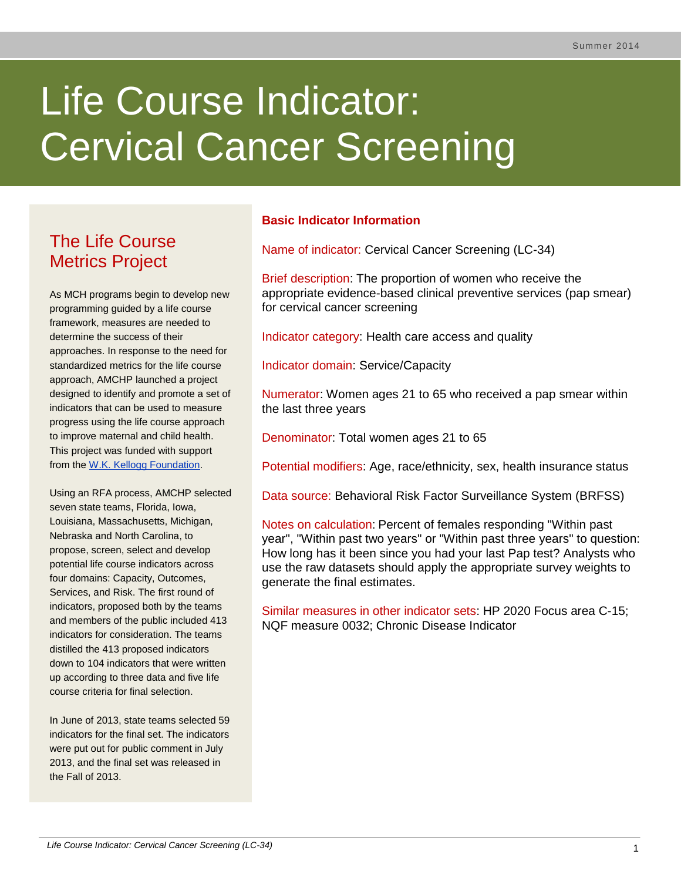# Life Course Indicator: Cervical Cancer Screening

## The Life Course Metrics Project

As MCH programs begin to develop new programming guided by a life course framework, measures are needed to determine the success of their approaches. In response to the need for standardized metrics for the life course approach, AMCHP launched a project designed to identify and promote a set of indicators that can be used to measure progress using the life course approach to improve maternal and child health. This project was funded with support from the [W.K. Kellogg Foundation](W.K. Kellogg Foundation).

Using an RFA process, AMCHP selected seven state teams, Florida, Iowa, Louisiana, Massachusetts, Michigan, Nebraska and North Carolina, to propose, screen, select and develop potential life course indicators across four domains: Capacity, Outcomes, Services, and Risk. The first round of indicators, proposed both by the teams and members of the public included 413 indicators for consideration. The teams distilled the 413 proposed indicators down to 104 indicators that were written up according to three data and five life course criteria for final selection.

In June of 2013, state teams selected 59 indicators for the final set. The indicators were put out for public comment in July 2013, and the final set was released in the Fall of 2013.

## Basic Indicator Information

Name of indicator: Cervical Cancer Screening (LC-34)

Brief description: The proportion of women who receive the appropriate evidence-based clinical preventive services (pap smear) for cervical cancer screening

Indicator category: Health care access and quality

Indicator domain: Service/Capacity

Numerator: Women ages 21 to 65 who received a pap smear within the last three years

Denominator: Total women ages 21 to 65

Potential modifiers: Age, race/ethnicity, sex, health insurance status

Data source: Behavioral Risk Factor Surveillance System (BRFSS)

Notes on calculation: Percent of females responding "Within past year", "Within past two years" or "Within past three years" to question: How long has it been since you had your last Pap test? Analysts who use the raw datasets should apply the appropriate survey weights to generate the final estimates.

Similar measures in other indicator sets: HP 2020 Focus area C-15; NQF measure 0032; Chronic Disease Indicator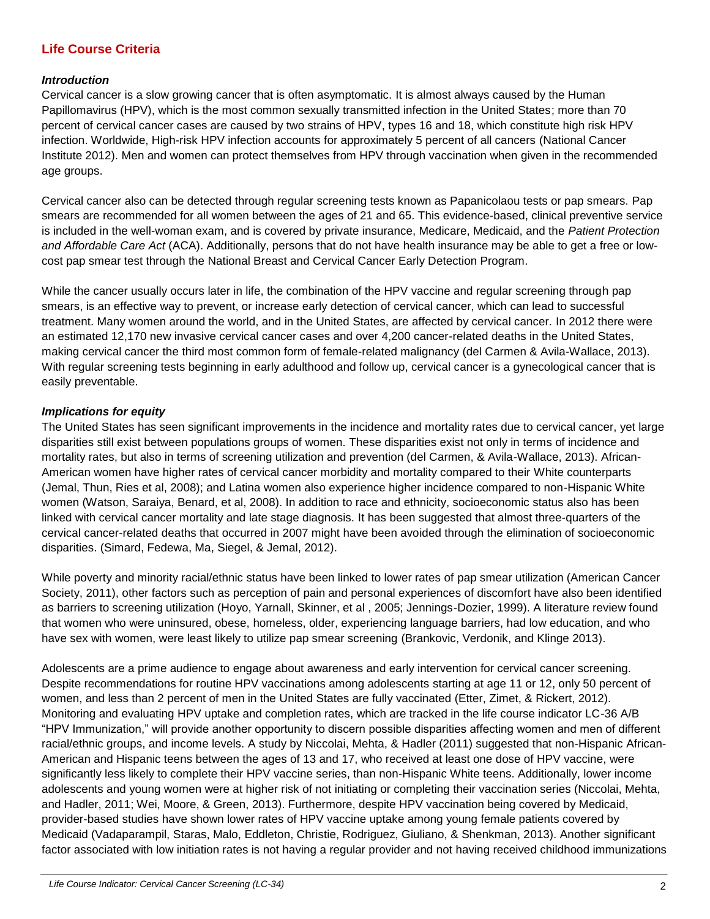## Life Course Criteria

### *Introduction*

Cervical cancer is a slow growing cancer that is often asymptomatic. It is almost always caused by the Human Papillomavirus (HPV), which is the most common sexually transmitted infection in the United States; more than 70 percent of cervical cancer cases are caused by two strains of HPV, types 16 and 18, which constitute high risk HPV infection. Worldwide, High-risk HPV infection accounts for approximately 5 percent of all cancers (National Cancer Institute 2012). Men and women can protect themselves from HPV through vaccination when given in the recommended age groups.

Cervical cancer also can be detected through regular screening tests known as Papanicolaou tests or pap smears. Pap smears are recommended for all women between the ages of 21 and 65. This evidence-based, clinical preventive service is included in the well-woman exam, and is covered by private insurance, Medicare, Medicaid, and the *Patient Protection and Affordable Care Act* (ACA). Additionally, persons that do not have health insurance may be able to get a free or low-cost pap smear test through the National Breast and Cervical Cancer Early Detection Program.

While the cancer usually occurs later in life, the combination of the HPV vaccine and regular screening through pap smears, is an effective way to prevent, or increase early detection of cervical cancer, which can lead to successful treatment. Many women around the world, and in the United States, are affected by cervical cancer. In 2012 there were an estimated 12,170 new invasive cervical cancer cases and over 4,200 cancer-related deaths in the United States, making cervical cancer the third most common form of female-related malignancy (del Carmen & Avila-Wallace, 2013). With regular screening tests beginning in early adulthood and follow up, cervical cancer is a gynecological cancer that is easily preventable.

### *Implications for equity*

The United States has seen significant improvements in the incidence and mortality rates due to cervical cancer, yet large disparities still exist between populations groups of women. These disparities exist not only in terms of incidence and mortality rates, but also in terms of screening utilization and prevention (del Carmen, & Avila-Wallace, 2013). African-American women have higher rates of cervical cancer morbidity and mortality compared to their White counterparts (Jemal, Thun, Ries et al, 2008); and Latina women also experience higher incidence compared to non-Hispanic White women (Watson, Saraiya, Benard, et al, 2008). In addition to race and ethnicity, socioeconomic status also has been linked with cervical cancer mortality and late stage diagnosis. It has been suggested that almost three-quarters of the cervical cancer-related deaths that occurred in 2007 might have been avoided through the elimination of socioeconomic disparities. (Simard, Fedewa, Ma, Siegel, & Jemal, 2012).

While poverty and minority racial/ethnic status have been linked to lower rates of pap smear utilization (American Cancer Society, 2011), other factors such as perception of pain and personal experiences of discomfort have also been identified as barriers to screening utilization (Hoyo, Yarnall, Skinner, et al , 2005; Jennings-Dozier, 1999). A literature review found that women who were uninsured, obese, homeless, older, experiencing language barriers, had low education, and who have sex with women, were least likely to utilize pap smear screening (Brankovic, Verdonik, and Klinge 2013).

Adolescents are a prime audience to engage about awareness and early intervention for cervical cancer screening. Despite recommendations for routine HPV vaccinations among adolescents starting at age 11 or 12, only 50 percent of women, and less than 2 percent of men in the United States are fully vaccinated (Etter, Zimet, & Rickert, 2012). Monitoring and evaluating HPV uptake and completion rates, which are tracked in the life course indicator LC-36 A/B "HPV Immunization," will provide another opportunity to discern possible disparities affecting women and men of different racial/ethnic groups, and income levels. A study by Niccolai, Mehta, & Hadler (2011) suggested that non-Hispanic African-American and Hispanic teens between the ages of 13 and 17, who received at least one dose of HPV vaccine, were significantly less likely to complete their HPV vaccine series, than non-Hispanic White teens. Additionally, lower income adolescents and young women were at higher risk of not initiating or completing their vaccination series (Niccolai, Mehta, and Hadler, 2011; Wei, Moore, & Green, 2013). Furthermore, despite HPV vaccination being covered by Medicaid, provider-based studies have shown lower rates of HPV vaccine uptake among young female patients covered by Medicaid (Vadaparampil, Staras, Malo, Eddleton, Christie, Rodriguez, Giuliano, & Shenkman, 2013). Another significant factor associated with low initiation rates is not having a regular provider and not having received childhood immunizations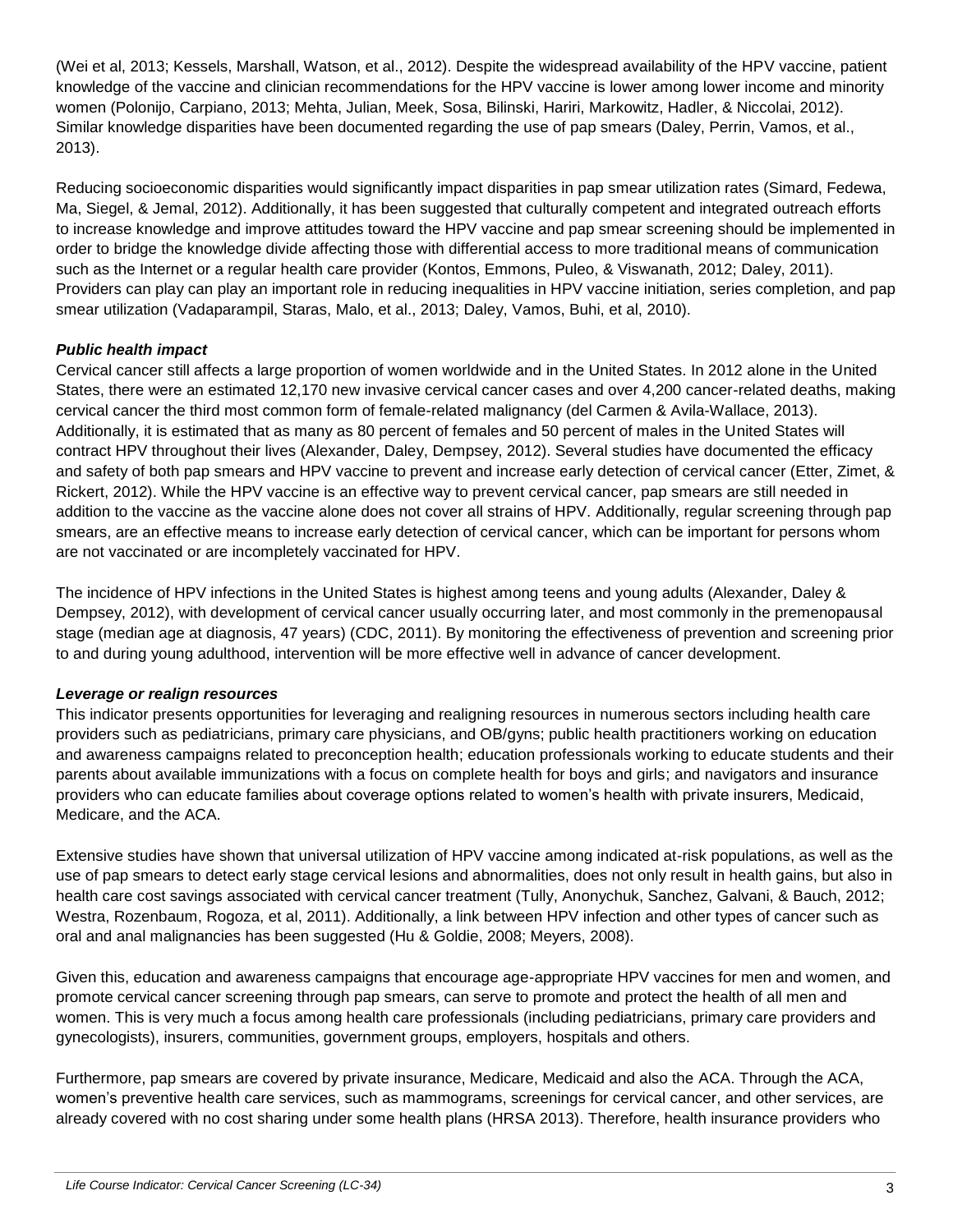(Wei et al, 2013; Kessels, Marshall, Watson, et al., 2012). Despite the widespread availability of the HPV vaccine, patient knowledge of the vaccine and clinician recommendations for the HPV vaccine is lower among lower income and minority women (Polonijo, Carpiano, 2013; Mehta, Julian, Meek, Sosa, Bilinski, Hariri, Markowitz, Hadler, & Niccolai, 2012). Similar knowledge disparities have been documented regarding the use of pap smears (Daley, Perrin, Vamos, et al., 2013).

Reducing socioeconomic disparities would significantly impact disparities in pap smear utilization rates (Simard, Fedewa, Ma, Siegel, & Jemal, 2012). Additionally, it has been suggested that culturally competent and integrated outreach efforts to increase knowledge and improve attitudes toward the HPV vaccine and pap smear screening should be implemented in order to bridge the knowledge divide affecting those with differential access to more traditional means of communication such as the Internet or a regular health care provider (Kontos, Emmons, Puleo, & Viswanath, 2012; Daley, 2011). Providers can play can play an important role in reducing inequalities in HPV vaccine initiation, series completion, and pap smear utilization (Vadaparampil, Staras, Malo, et al., 2013; Daley, Vamos, Buhi, et al, 2010).

***Public health impact***

Cervical cancer still affects a large proportion of women worldwide and in the United States. In 2012 alone in the United States, there were an estimated 12,170 new invasive cervical cancer cases and over 4,200 cancer-related deaths, making cervical cancer the third most common form of female-related malignancy (del Carmen & Avila-Wallace, 2013). Additionally, it is estimated that as many as 80 percent of females and 50 percent of males in the United States will contract HPV throughout their lives (Alexander, Daley, Dempsey, 2012). Several studies have documented the efficacy and safety of both pap smears and HPV vaccine to prevent and increase early detection of cervical cancer (Etter, Zimet, & Rickert, 2012). While the HPV vaccine is an effective way to prevent cervical cancer, pap smears are still needed in addition to the vaccine as the vaccine alone does not cover all strains of HPV. Additionally, regular screening through pap smears, are an effective means to increase early detection of cervical cancer, which can be important for persons whom are not vaccinated or are incompletely vaccinated for HPV.

The incidence of HPV infections in the United States is highest among teens and young adults (Alexander, Daley & Dempsey, 2012), with development of cervical cancer usually occurring later, and most commonly in the premenopausal stage (median age at diagnosis, 47 years) (CDC, 2011). By monitoring the effectiveness of prevention and screening prior to and during young adulthood, intervention will be more effective well in advance of cancer development.

***Leverage or realign resources***

This indicator presents opportunities for leveraging and realigning resources in numerous sectors including health care providers such as pediatricians, primary care physicians, and OB/gyns; public health practitioners working on education and awareness campaigns related to preconception health; education professionals working to educate students and their parents about available immunizations with a focus on complete health for boys and girls; and navigators and insurance providers who can educate families about coverage options related to women's health with private insurers, Medicaid, Medicare, and the ACA.

Extensive studies have shown that universal utilization of HPV vaccine among indicated at-risk populations, as well as the use of pap smears to detect early stage cervical lesions and abnormalities, does not only result in health gains, but also in health care cost savings associated with cervical cancer treatment (Tully, Anonychuk, Sanchez, Galvani, & Bauch, 2012; Westra, Rozenbaum, Rogoza, et al, 2011). Additionally, a link between HPV infection and other types of cancer such as oral and anal malignancies has been suggested (Hu & Goldie, 2008; Meyers, 2008).

Given this, education and awareness campaigns that encourage age-appropriate HPV vaccines for men and women, and promote cervical cancer screening through pap smears, can serve to promote and protect the health of all men and women. This is very much a focus among health care professionals (including pediatricians, primary care providers and gynecologists), insurers, communities, government groups, employers, hospitals and others.

Furthermore, pap smears are covered by private insurance, Medicare, Medicaid and also the ACA. Through the ACA, women's preventive health care services, such as mammograms, screenings for cervical cancer, and other services, are already covered with no cost sharing under some health plans (HRSA 2013). Therefore, health insurance providers who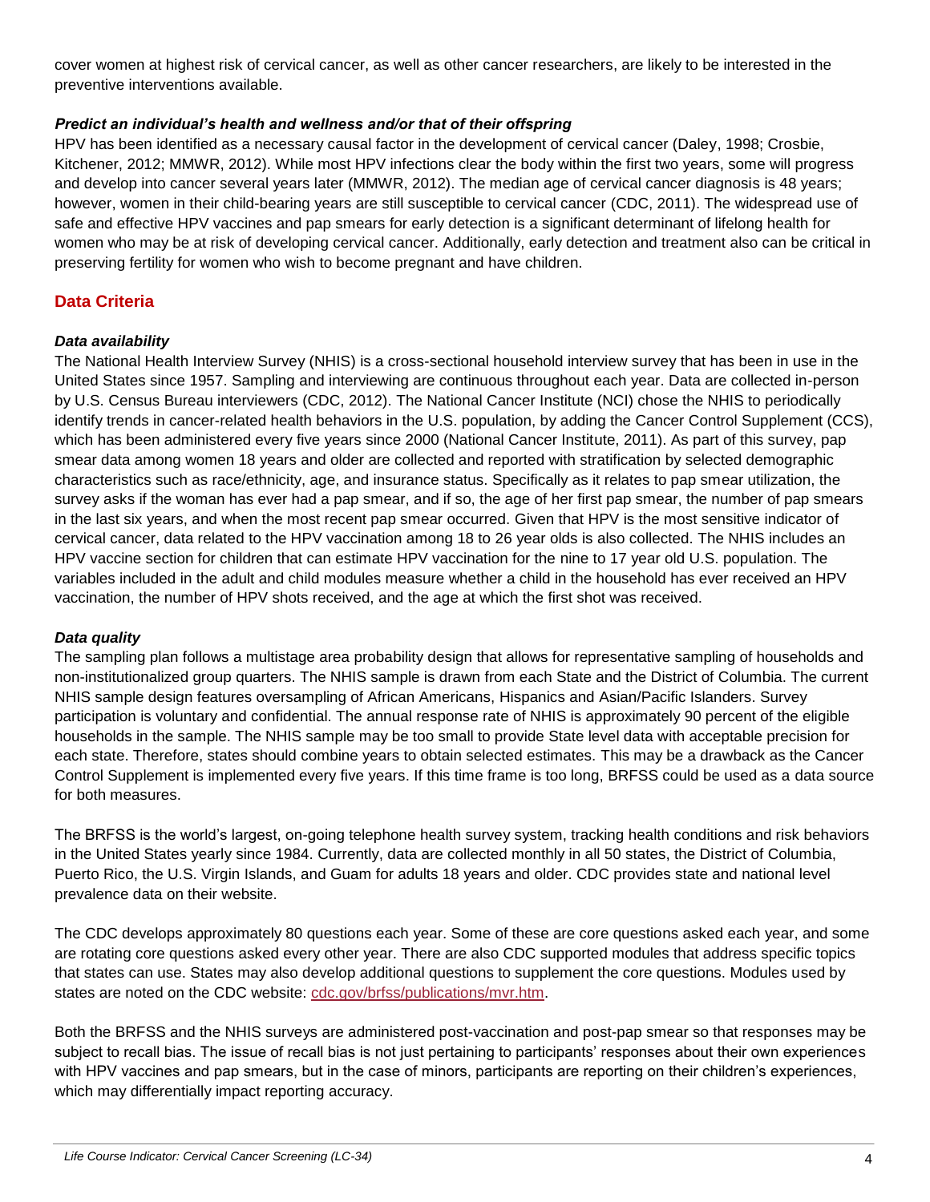cover women at highest risk of cervical cancer, as well as other cancer researchers, are likely to be interested in the preventive interventions available.

### *Predict an individual's health and wellness and/or that of their offspring*

HPV has been identified as a necessary causal factor in the development of cervical cancer (Daley, 1998; Crosbie, Kitchener, 2012; MMWR, 2012). While most HPV infections clear the body within the first two years, some will progress and develop into cancer several years later (MMWR, 2012). The median age of cervical cancer diagnosis is 48 years; however, women in their child-bearing years are still susceptible to cervical cancer (CDC, 2011). The widespread use of safe and effective HPV vaccines and pap smears for early detection is a significant determinant of lifelong health for women who may be at risk of developing cervical cancer. Additionally, early detection and treatment also can be critical in preserving fertility for women who wish to become pregnant and have children.

## Data Criteria

### *Data availability*

The National Health Interview Survey (NHIS) is a cross-sectional household interview survey that has been in use in the United States since 1957. Sampling and interviewing are continuous throughout each year. Data are collected in-person by U.S. Census Bureau interviewers (CDC, 2012). The National Cancer Institute (NCI) chose the NHIS to periodically identify trends in cancer-related health behaviors in the U.S. population, by adding the Cancer Control Supplement (CCS), which has been administered every five years since 2000 (National Cancer Institute, 2011). As part of this survey, pap smear data among women 18 years and older are collected and reported with stratification by selected demographic characteristics such as race/ethnicity, age, and insurance status. Specifically as it relates to pap smear utilization, the survey asks if the woman has ever had a pap smear, and if so, the age of her first pap smear, the number of pap smears in the last six years, and when the most recent pap smear occurred. Given that HPV is the most sensitive indicator of cervical cancer, data related to the HPV vaccination among 18 to 26 year olds is also collected. The NHIS includes an HPV vaccine section for children that can estimate HPV vaccination for the nine to 17 year old U.S. population. The variables included in the adult and child modules measure whether a child in the household has ever received an HPV vaccination, the number of HPV shots received, and the age at which the first shot was received.

### *Data quality*

The sampling plan follows a multistage area probability design that allows for representative sampling of households and non-institutionalized group quarters. The NHIS sample is drawn from each State and the District of Columbia. The current NHIS sample design features oversampling of African Americans, Hispanics and Asian/Pacific Islanders. Survey participation is voluntary and confidential. The annual response rate of NHIS is approximately 90 percent of the eligible households in the sample. The NHIS sample may be too small to provide State level data with acceptable precision for each state. Therefore, states should combine years to obtain selected estimates. This may be a drawback as the Cancer Control Supplement is implemented every five years. If this time frame is too long, BRFSS could be used as a data source for both measures.

The BRFSS is the world's largest, on-going telephone health survey system, tracking health conditions and risk behaviors in the United States yearly since 1984. Currently, data are collected monthly in all 50 states, the District of Columbia, Puerto Rico, the U.S. Virgin Islands, and Guam for adults 18 years and older. CDC provides state and national level prevalence data on their website.

The CDC develops approximately 80 questions each year. Some of these are core questions asked each year, and some are rotating core questions asked every other year. There are also CDC supported modules that address specific topics that states can use. States may also develop additional questions to supplement the core questions. Modules used by states are noted on the CDC website: cdc.gov/brfss/publications/mvr.htm.

Both the BRFSS and the NHIS surveys are administered post-vaccination and post-pap smear so that responses may be subject to recall bias. The issue of recall bias is not just pertaining to participants' responses about their own experiences with HPV vaccines and pap smears, but in the case of minors, participants are reporting on their children's experiences, which may differentially impact reporting accuracy.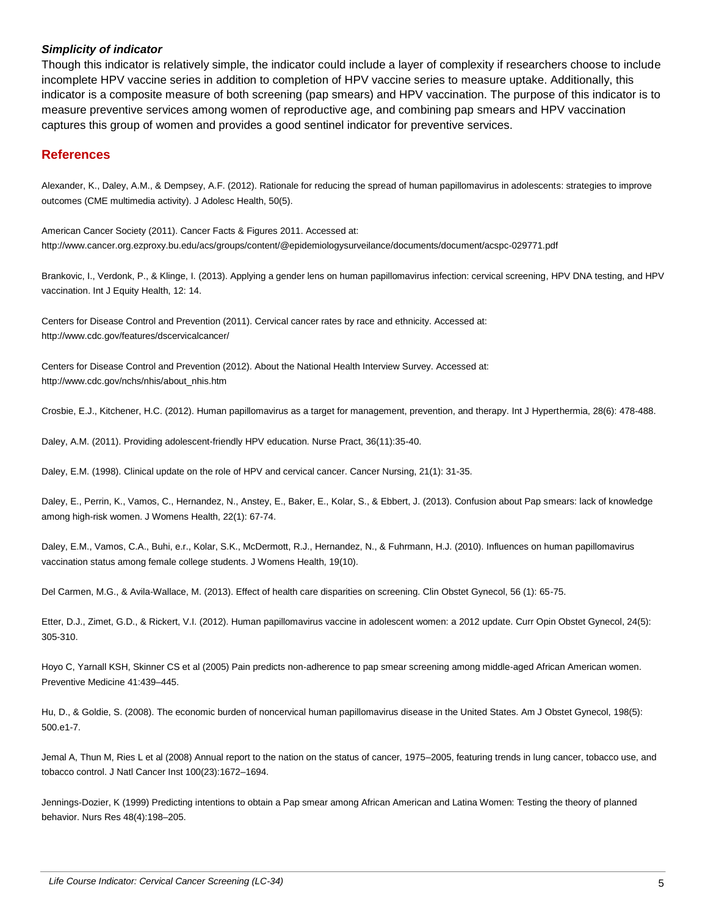### *Simplicity of indicator*

Though this indicator is relatively simple, the indicator could include a layer of complexity if researchers choose to include incomplete HPV vaccine series in addition to completion of HPV vaccine series to measure uptake. Additionally, this indicator is a composite measure of both screening (pap smears) and HPV vaccination. The purpose of this indicator is to measure preventive services among women of reproductive age, and combining pap smears and HPV vaccination captures this group of women and provides a good sentinel indicator for preventive services.

## References

Alexander, K., Daley, A.M., & Dempsey, A.F. (2012). Rationale for reducing the spread of human papillomavirus in adolescents: strategies to improve outcomes (CME multimedia activity). J Adolesc Health, 50(5).

American Cancer Society (2011). Cancer Facts & Figures 2011. Accessed at: http://www.cancer.org.ezproxy.bu.edu/acs/groups/content/@epidemiologysurveilance/documents/document/acspc-029771.pdf

Brankovic, I., Verdonk, P., & Klinge, I. (2013). Applying a gender lens on human papillomavirus infection: cervical screening, HPV DNA testing, and HPV vaccination. Int J Equity Health, 12: 14.

Centers for Disease Control and Prevention (2011). Cervical cancer rates by race and ethnicity. Accessed at: http://www.cdc.gov/features/dscervicalcancer/

Centers for Disease Control and Prevention (2012). About the National Health Interview Survey. Accessed at: http://www.cdc.gov/nchs/nhis/about_nhis.htm

Crosbie, E.J., Kitchener, H.C. (2012). Human papillomavirus as a target for management, prevention, and therapy. Int J Hyperthermia, 28(6): 478-488.

Daley, A.M. (2011). Providing adolescent-friendly HPV education. Nurse Pract, 36(11):35-40.

Daley, E.M. (1998). Clinical update on the role of HPV and cervical cancer. Cancer Nursing, 21(1): 31-35.

Daley, E., Perrin, K., Vamos, C., Hernandez, N., Anstey, E., Baker, E., Kolar, S., & Ebbert, J. (2013). Confusion about Pap smears: lack of knowledge among high-risk women. J Womens Health, 22(1): 67-74.

Daley, E.M., Vamos, C.A., Buhi, e.r., Kolar, S.K., McDermott, R.J., Hernandez, N., & Fuhrmann, H.J. (2010). Influences on human papillomavirus vaccination status among female college students. J Womens Health, 19(10).

Del Carmen, M.G., & Avila-Wallace, M. (2013). Effect of health care disparities on screening. Clin Obstet Gynecol, 56 (1): 65-75.

Etter, D.J., Zimet, G.D., & Rickert, V.I. (2012). Human papillomavirus vaccine in adolescent women: a 2012 update. Curr Opin Obstet Gynecol, 24(5): 305-310.

Hoyo C, Yarnall KSH, Skinner CS et al (2005) Pain predicts non-adherence to pap smear screening among middle-aged African American women. Preventive Medicine 41:439–445.

Hu, D., & Goldie, S. (2008). The economic burden of noncervical human papillomavirus disease in the United States. Am J Obstet Gynecol, 198(5): 500.e1-7.

Jemal A, Thun M, Ries L et al (2008) Annual report to the nation on the status of cancer, 1975–2005, featuring trends in lung cancer, tobacco use, and tobacco control. J Natl Cancer Inst 100(23):1672–1694.

Jennings-Dozier, K (1999) Predicting intentions to obtain a Pap smear among African American and Latina Women: Testing the theory of planned behavior. Nurs Res 48(4):198–205.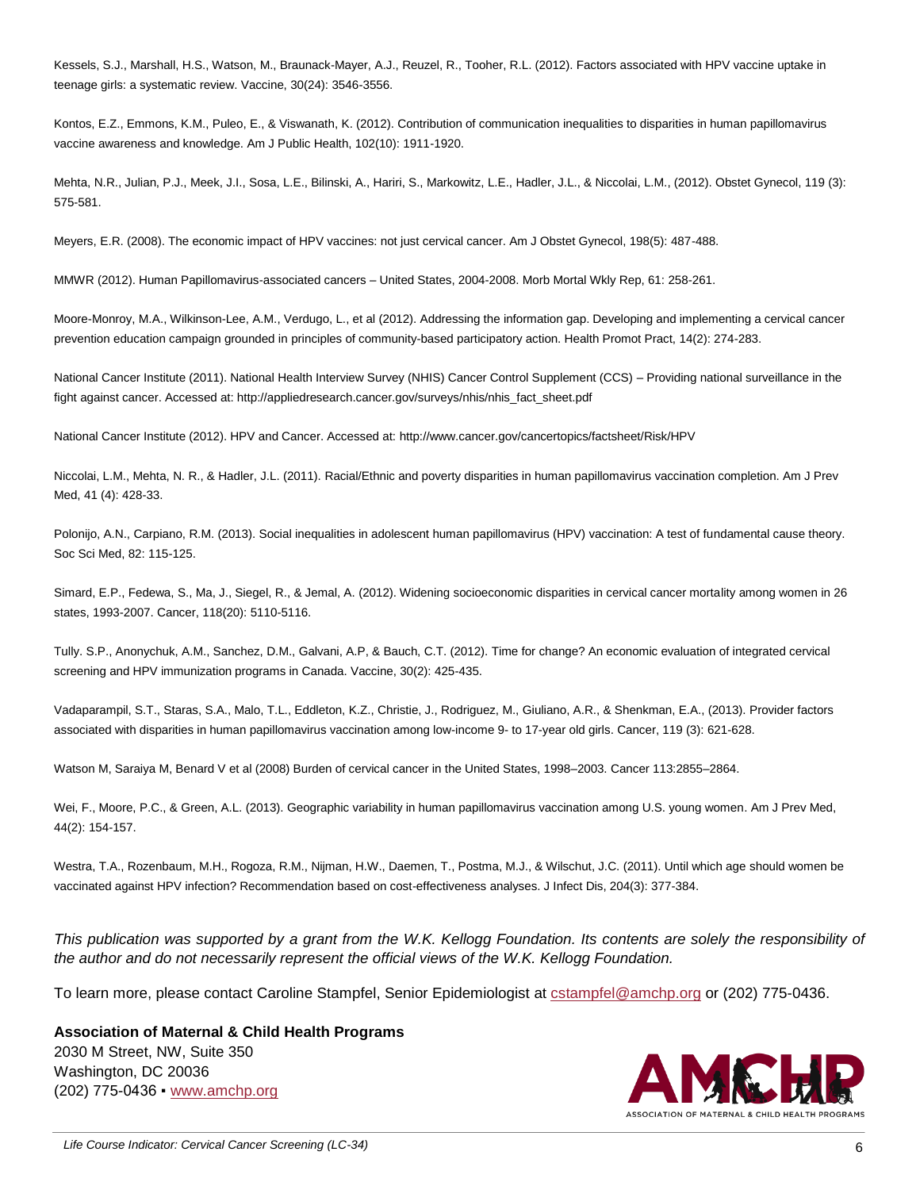Kessels, S.J., Marshall, H.S., Watson, M., Braunack-Mayer, A.J., Reuzel, R., Tooher, R.L. (2012). Factors associated with HPV vaccine uptake in teenage girls: a systematic review. Vaccine, 30(24): 3546-3556.

Kontos, E.Z., Emmons, K.M., Puleo, E., & Viswanath, K. (2012). Contribution of communication inequalities to disparities in human papillomavirus vaccine awareness and knowledge. Am J Public Health, 102(10): 1911-1920.

Mehta, N.R., Julian, P.J., Meek, J.I., Sosa, L.E., Bilinski, A., Hariri, S., Markowitz, L.E., Hadler, J.L., & Niccolai, L.M., (2012). Obstet Gynecol, 119 (3): 575-581.

Meyers, E.R. (2008). The economic impact of HPV vaccines: not just cervical cancer. Am J Obstet Gynecol, 198(5): 487-488.

MMWR (2012). Human Papillomavirus-associated cancers – United States, 2004-2008. Morb Mortal Wkly Rep, 61: 258-261.

Moore-Monroy, M.A., Wilkinson-Lee, A.M., Verdugo, L., et al (2012). Addressing the information gap. Developing and implementing a cervical cancer prevention education campaign grounded in principles of community-based participatory action. Health Promot Pract, 14(2): 274-283.

National Cancer Institute (2011). National Health Interview Survey (NHIS) Cancer Control Supplement (CCS) – Providing national surveillance in the fight against cancer. Accessed at: http://appliedresearch.cancer.gov/surveys/nhis/nhis_fact_sheet.pdf

National Cancer Institute (2012). HPV and Cancer. Accessed at: http://www.cancer.gov/cancertopics/factsheet/Risk/HPV

Niccolai, L.M., Mehta, N. R., & Hadler, J.L. (2011). Racial/Ethnic and poverty disparities in human papillomavirus vaccination completion. Am J Prev Med, 41 (4): 428-33.

Polonijo, A.N., Carpiano, R.M. (2013). Social inequalities in adolescent human papillomavirus (HPV) vaccination: A test of fundamental cause theory. Soc Sci Med, 82: 115-125.

Simard, E.P., Fedewa, S., Ma, J., Siegel, R., & Jemal, A. (2012). Widening socioeconomic disparities in cervical cancer mortality among women in 26 states, 1993-2007. Cancer, 118(20): 5110-5116.

Tully. S.P., Anonychuk, A.M., Sanchez, D.M., Galvani, A.P, & Bauch, C.T. (2012). Time for change? An economic evaluation of integrated cervical screening and HPV immunization programs in Canada. Vaccine, 30(2): 425-435.

Vadaparampil, S.T., Staras, S.A., Malo, T.L., Eddleton, K.Z., Christie, J., Rodriguez, M., Giuliano, A.R., & Shenkman, E.A., (2013). Provider factors associated with disparities in human papillomavirus vaccination among low-income 9- to 17-year old girls. Cancer, 119 (3): 621-628.

Watson M, Saraiya M, Benard V et al (2008) Burden of cervical cancer in the United States, 1998–2003. Cancer 113:2855–2864.

Wei, F., Moore, P.C., & Green, A.L. (2013). Geographic variability in human papillomavirus vaccination among U.S. young women. Am J Prev Med, 44(2): 154-157.

Westra, T.A., Rozenbaum, M.H., Rogoza, R.M., Nijman, H.W., Daemen, T., Postma, M.J., & Wilschut, J.C. (2011). Until which age should women be vaccinated against HPV infection? Recommendation based on cost-effectiveness analyses. J Infect Dis, 204(3): 377-384.

*This publication was supported by a grant from the W.K. Kellogg Foundation. Its contents are solely the responsibility of the author and do not necessarily represent the official views of the W.K. Kellogg Foundation.*

To learn more, please contact Caroline Stampfel, Senior Epidemiologist at cstampfel@amchp.org or (202) 775-0436.

**Association of Maternal & Child Health Programs**
2030 M Street, NW, Suite 350
Washington, DC 20036
(202) 775-0436 ▪ www.amchp.org

AMCHP
ASSOCIATION OF MATERNAL & CHILD HEALTH PROGRAMS